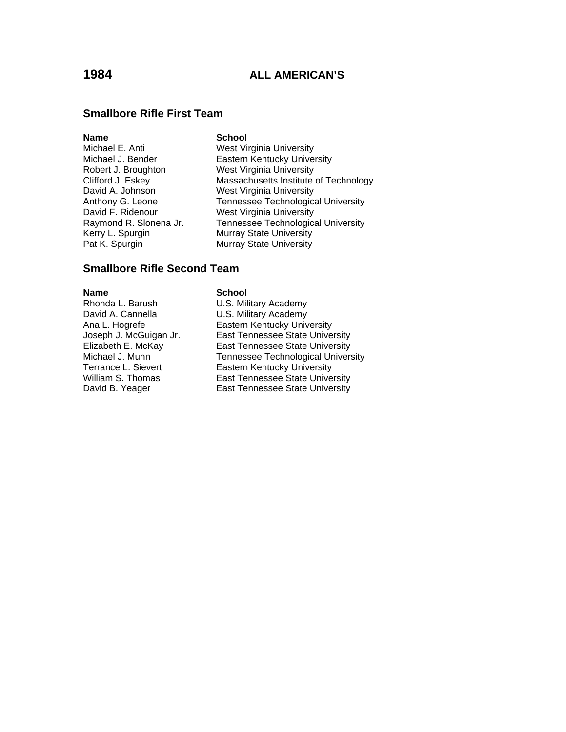# 1984 ALL AMERICAN'S

## Smallbore Rifle First Team

| Name | School |
|---|---|
| Michael E. Anti | West Virginia University |
| Michael J. Bender | Eastern Kentucky University |
| Robert J. Broughton | West Virginia University |
| Clifford J. Eskey | Massachusetts Institute of Technology |
| David A. Johnson | West Virginia University |
| Anthony G. Leone | Tennessee Technological University |
| David F. Ridenour | West Virginia University |
| Raymond R. Slonena Jr. | Tennessee Technological University |
| Kerry L. Spurgin | Murray State University |
| Pat K. Spurgin | Murray State University |

## Smallbore Rifle Second Team

| Name | School |
|---|---|
| Rhonda L. Barush | U.S. Military Academy |
| David A. Cannella | U.S. Military Academy |
| Ana L. Hogrefe | Eastern Kentucky University |
| Joseph J. McGuigan Jr. | East Tennessee State University |
| Elizabeth E. McKay | East Tennessee State University |
| Michael J. Munn | Tennessee Technological University |
| Terrance L. Sievert | Eastern Kentucky University |
| William S. Thomas | East Tennessee State University |
| David B. Yeager | East Tennessee State University |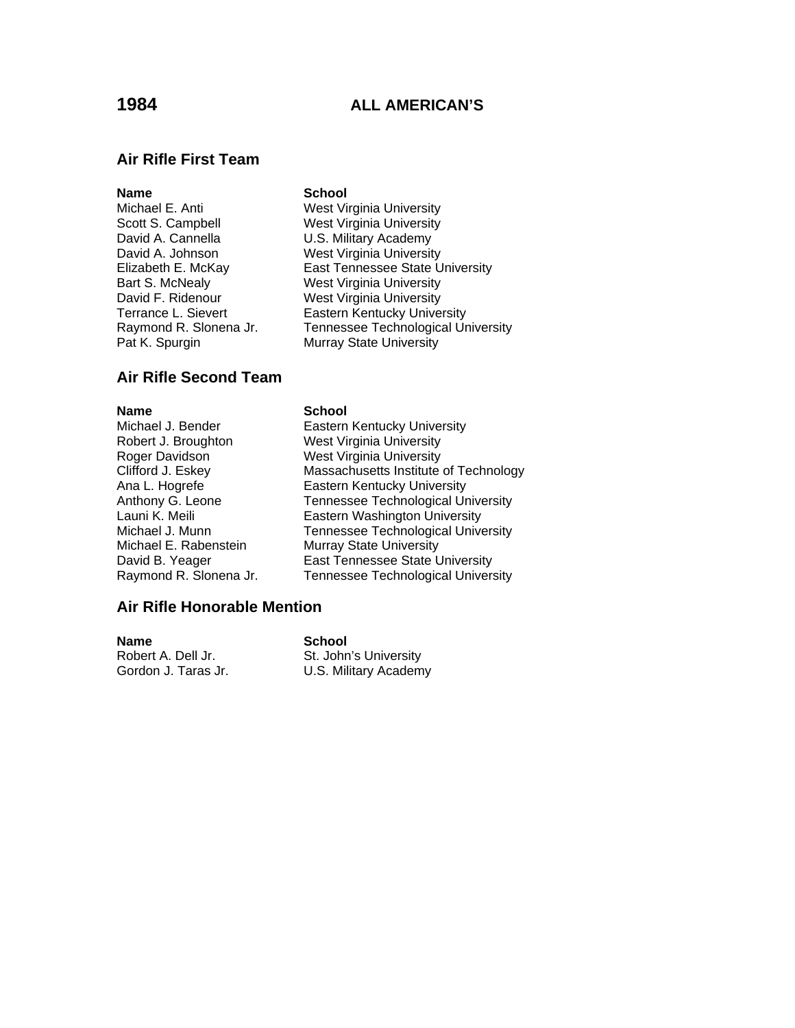# 1984 ALL AMERICAN'S

## Air Rifle First Team

| Name | School |
| --- | --- |
| Michael E. Anti | West Virginia University |
| Scott S. Campbell | West Virginia University |
| David A. Cannella | U.S. Military Academy |
| David A. Johnson | West Virginia University |
| Elizabeth E. McKay | East Tennessee State University |
| Bart S. McNealy | West Virginia University |
| David F. Ridenour | West Virginia University |
| Terrance L. Sievert | Eastern Kentucky University |
| Raymond R. Slonena Jr. | Tennessee Technological University |
| Pat K. Spurgin | Murray State University |

## Air Rifle Second Team

| Name | School |
| --- | --- |
| Michael J. Bender | Eastern Kentucky University |
| Robert J. Broughton | West Virginia University |
| Roger Davidson | West Virginia University |
| Clifford J. Eskey | Massachusetts Institute of Technology |
| Ana L. Hogrefe | Eastern Kentucky University |
| Anthony G. Leone | Tennessee Technological University |
| Launi K. Meili | Eastern Washington University |
| Michael J. Munn | Tennessee Technological University |
| Michael E. Rabenstein | Murray State University |
| David B. Yeager | East Tennessee State University |
| Raymond R. Slonena Jr. | Tennessee Technological University |

## Air Rifle Honorable Mention

| Name | School |
| --- | --- |
| Robert A. Dell Jr. | St. John's University |
| Gordon J. Taras Jr. | U.S. Military Academy |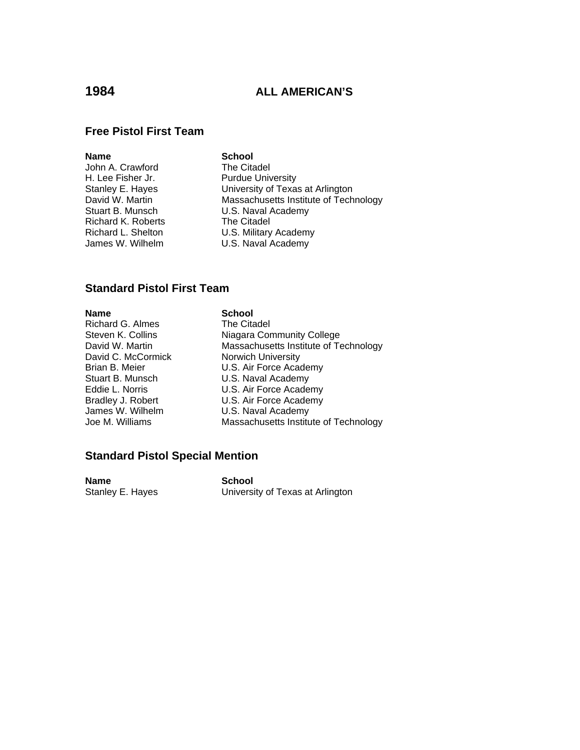# 1984 ALL AMERICAN'S

## Free Pistol First Team

| Name | School |
|---|---|
| John A. Crawford | The Citadel |
| H. Lee Fisher Jr. | Purdue University |
| Stanley E. Hayes | University of Texas at Arlington |
| David W. Martin | Massachusetts Institute of Technology |
| Stuart B. Munsch | U.S. Naval Academy |
| Richard K. Roberts | The Citadel |
| Richard L. Shelton | U.S. Military Academy |
| James W. Wilhelm | U.S. Naval Academy |

## Standard Pistol First Team

| Name | School |
|---|---|
| Richard G. Almes | The Citadel |
| Steven K. Collins | Niagara Community College |
| David W. Martin | Massachusetts Institute of Technology |
| David C. McCormick | Norwich University |
| Brian B. Meier | U.S. Air Force Academy |
| Stuart B. Munsch | U.S. Naval Academy |
| Eddie L. Norris | U.S. Air Force Academy |
| Bradley J. Robert | U.S. Air Force Academy |
| James W. Wilhelm | U.S. Naval Academy |
| Joe M. Williams | Massachusetts Institute of Technology |

## Standard Pistol Special Mention

| Name | School |
|---|---|
| Stanley E. Hayes | University of Texas at Arlington |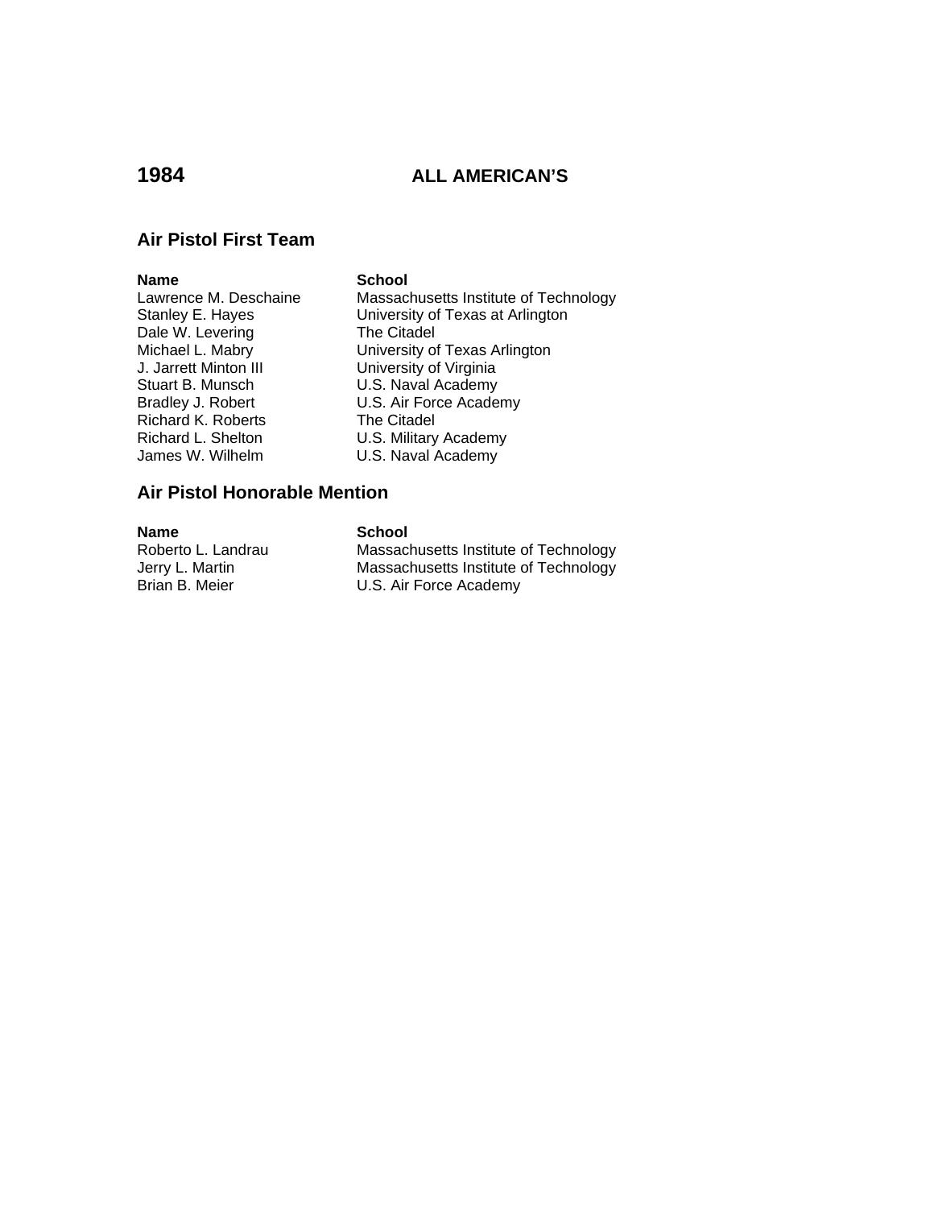# 1984 ALL AMERICAN'S

## Air Pistol First Team

| Name | School |
| --- | --- |
| Lawrence M. Deschaine | Massachusetts Institute of Technology |
| Stanley E. Hayes | University of Texas at Arlington |
| Dale W. Levering | The Citadel |
| Michael L. Mabry | University of Texas Arlington |
| J. Jarrett Minton III | University of Virginia |
| Stuart B. Munsch | U.S. Naval Academy |
| Bradley J. Robert | U.S. Air Force Academy |
| Richard K. Roberts | The Citadel |
| Richard L. Shelton | U.S. Military Academy |
| James W. Wilhelm | U.S. Naval Academy |

## Air Pistol Honorable Mention

| Name | School |
| --- | --- |
| Roberto L. Landrau | Massachusetts Institute of Technology |
| Jerry L. Martin | Massachusetts Institute of Technology |
| Brian B. Meier | U.S. Air Force Academy |